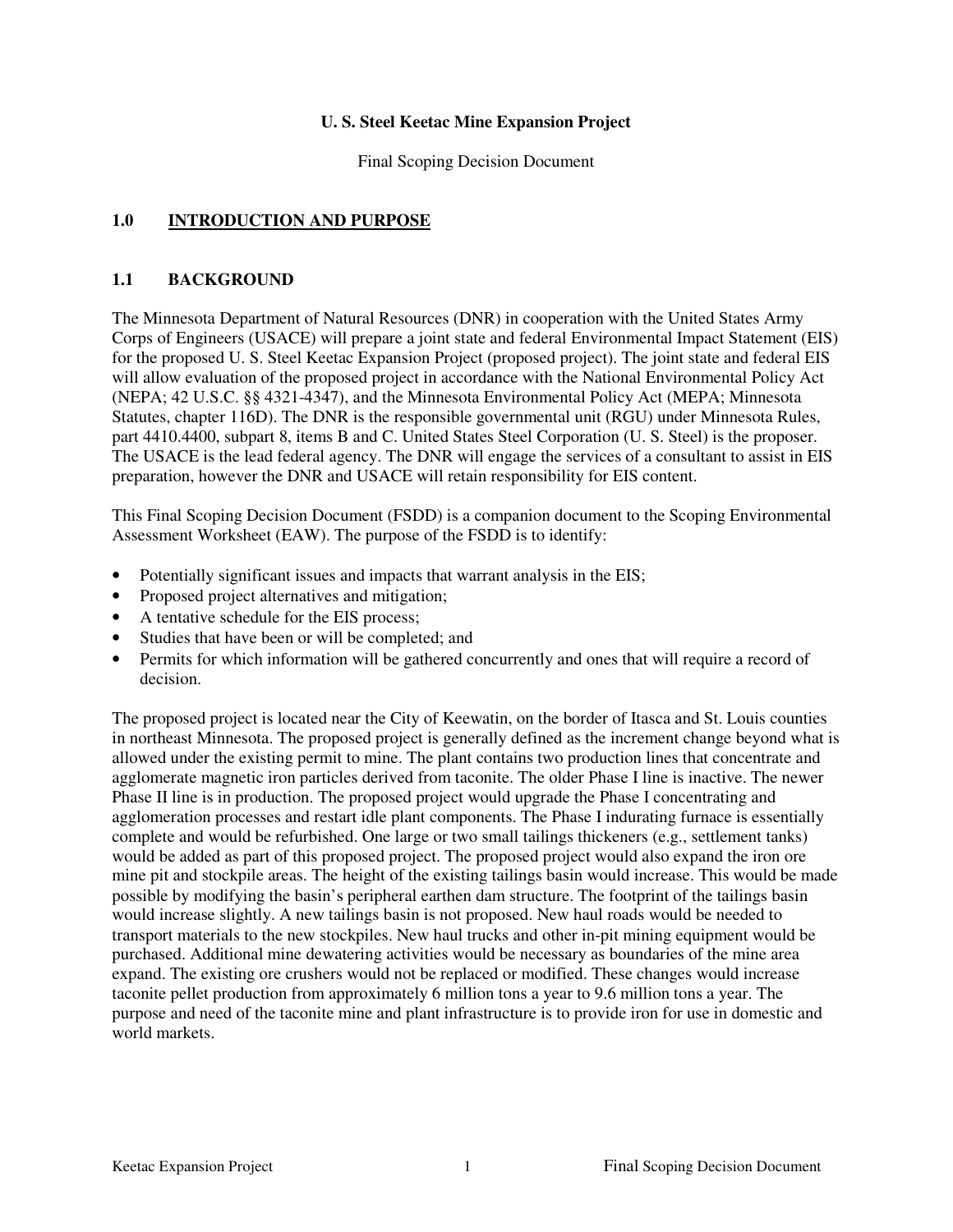# U. S. Steel Keetac Mine Expansion Project

Final Scoping Decision Document

## 1.0 INTRODUCTION AND PURPOSE

### 1.1 BACKGROUND

The Minnesota Department of Natural Resources (DNR) in cooperation with the United States Army Corps of Engineers (USACE) will prepare a joint state and federal Environmental Impact Statement (EIS) for the proposed U. S. Steel Keetac Expansion Project (proposed project). The joint state and federal EIS will allow evaluation of the proposed project in accordance with the National Environmental Policy Act (NEPA; 42 U.S.C. §§ 4321-4347), and the Minnesota Environmental Policy Act (MEPA; Minnesota Statutes, chapter 116D). The DNR is the responsible governmental unit (RGU) under Minnesota Rules, part 4410.4400, subpart 8, items B and C. United States Steel Corporation (U. S. Steel) is the proposer. The USACE is the lead federal agency. The DNR will engage the services of a consultant to assist in EIS preparation, however the DNR and USACE will retain responsibility for EIS content.

This Final Scoping Decision Document (FSDD) is a companion document to the Scoping Environmental Assessment Worksheet (EAW). The purpose of the FSDD is to identify:

- Potentially significant issues and impacts that warrant analysis in the EIS;
- Proposed project alternatives and mitigation;
- A tentative schedule for the EIS process;
- Studies that have been or will be completed; and
- Permits for which information will be gathered concurrently and ones that will require a record of decision.

The proposed project is located near the City of Keewatin, on the border of Itasca and St. Louis counties in northeast Minnesota. The proposed project is generally defined as the increment change beyond what is allowed under the existing permit to mine. The plant contains two production lines that concentrate and agglomerate magnetic iron particles derived from taconite. The older Phase I line is inactive. The newer Phase II line is in production. The proposed project would upgrade the Phase I concentrating and agglomeration processes and restart idle plant components. The Phase I indurating furnace is essentially complete and would be refurbished. One large or two small tailings thickeners (e.g., settlement tanks) would be added as part of this proposed project. The proposed project would also expand the iron ore mine pit and stockpile areas. The height of the existing tailings basin would increase. This would be made possible by modifying the basin's peripheral earthen dam structure. The footprint of the tailings basin would increase slightly. A new tailings basin is not proposed. New haul roads would be needed to transport materials to the new stockpiles. New haul trucks and other in-pit mining equipment would be purchased. Additional mine dewatering activities would be necessary as boundaries of the mine area expand. The existing ore crushers would not be replaced or modified. These changes would increase taconite pellet production from approximately 6 million tons a year to 9.6 million tons a year. The purpose and need of the taconite mine and plant infrastructure is to provide iron for use in domestic and world markets.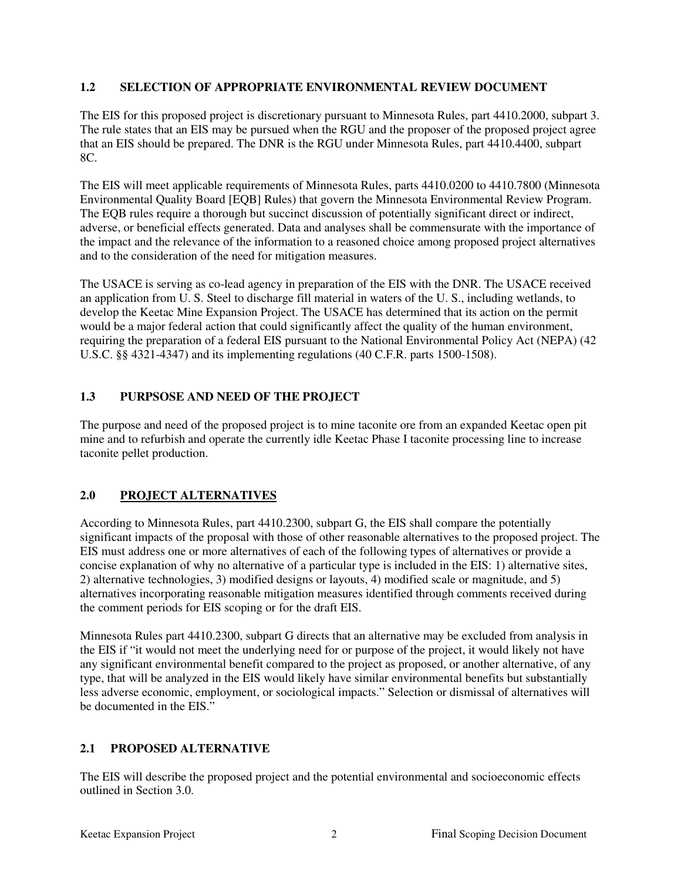## 1.2 SELECTION OF APPROPRIATE ENVIRONMENTAL REVIEW DOCUMENT

The EIS for this proposed project is discretionary pursuant to Minnesota Rules, part 4410.2000, subpart 3. The rule states that an EIS may be pursued when the RGU and the proposer of the proposed project agree that an EIS should be prepared. The DNR is the RGU under Minnesota Rules, part 4410.4400, subpart 8C.

The EIS will meet applicable requirements of Minnesota Rules, parts 4410.0200 to 4410.7800 (Minnesota Environmental Quality Board [EQB] Rules) that govern the Minnesota Environmental Review Program. The EQB rules require a thorough but succinct discussion of potentially significant direct or indirect, adverse, or beneficial effects generated. Data and analyses shall be commensurate with the importance of the impact and the relevance of the information to a reasoned choice among proposed project alternatives and to the consideration of the need for mitigation measures.

The USACE is serving as co-lead agency in preparation of the EIS with the DNR. The USACE received an application from U. S. Steel to discharge fill material in waters of the U. S., including wetlands, to develop the Keetac Mine Expansion Project. The USACE has determined that its action on the permit would be a major federal action that could significantly affect the quality of the human environment, requiring the preparation of a federal EIS pursuant to the National Environmental Policy Act (NEPA) (42 U.S.C. §§ 4321-4347) and its implementing regulations (40 C.F.R. parts 1500-1508).

## 1.3 PURPSOSE AND NEED OF THE PROJECT

The purpose and need of the proposed project is to mine taconite ore from an expanded Keetac open pit mine and to refurbish and operate the currently idle Keetac Phase I taconite processing line to increase taconite pellet production.

# 2.0 PROJECT ALTERNATIVES

According to Minnesota Rules, part 4410.2300, subpart G, the EIS shall compare the potentially significant impacts of the proposal with those of other reasonable alternatives to the proposed project. The EIS must address one or more alternatives of each of the following types of alternatives or provide a concise explanation of why no alternative of a particular type is included in the EIS: 1) alternative sites, 2) alternative technologies, 3) modified designs or layouts, 4) modified scale or magnitude, and 5) alternatives incorporating reasonable mitigation measures identified through comments received during the comment periods for EIS scoping or for the draft EIS.

Minnesota Rules part 4410.2300, subpart G directs that an alternative may be excluded from analysis in the EIS if "it would not meet the underlying need for or purpose of the project, it would likely not have any significant environmental benefit compared to the project as proposed, or another alternative, of any type, that will be analyzed in the EIS would likely have similar environmental benefits but substantially less adverse economic, employment, or sociological impacts." Selection or dismissal of alternatives will be documented in the EIS."

## 2.1 PROPOSED ALTERNATIVE

The EIS will describe the proposed project and the potential environmental and socioeconomic effects outlined in Section 3.0.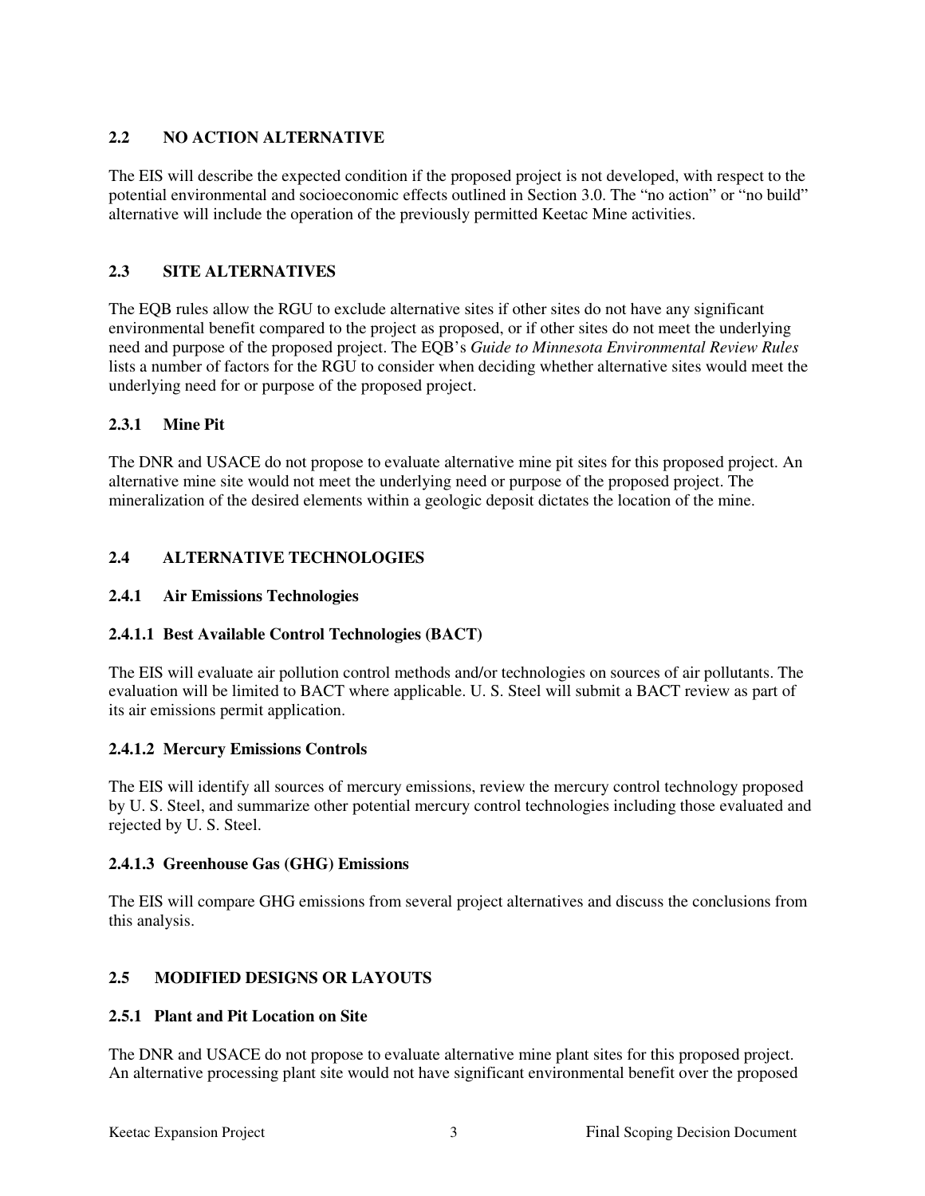## 2.2 NO ACTION ALTERNATIVE

The EIS will describe the expected condition if the proposed project is not developed, with respect to the potential environmental and socioeconomic effects outlined in Section 3.0. The "no action" or "no build" alternative will include the operation of the previously permitted Keetac Mine activities.

## 2.3 SITE ALTERNATIVES

The EQB rules allow the RGU to exclude alternative sites if other sites do not have any significant environmental benefit compared to the project as proposed, or if other sites do not meet the underlying need and purpose of the proposed project. The EQB's *Guide to Minnesota Environmental Review Rules* lists a number of factors for the RGU to consider when deciding whether alternative sites would meet the underlying need for or purpose of the proposed project.

### 2.3.1 Mine Pit

The DNR and USACE do not propose to evaluate alternative mine pit sites for this proposed project. An alternative mine site would not meet the underlying need or purpose of the proposed project. The mineralization of the desired elements within a geologic deposit dictates the location of the mine.

## 2.4 ALTERNATIVE TECHNOLOGIES

### 2.4.1 Air Emissions Technologies

#### 2.4.1.1 Best Available Control Technologies (BACT)

The EIS will evaluate air pollution control methods and/or technologies on sources of air pollutants. The evaluation will be limited to BACT where applicable. U. S. Steel will submit a BACT review as part of its air emissions permit application.

#### 2.4.1.2 Mercury Emissions Controls

The EIS will identify all sources of mercury emissions, review the mercury control technology proposed by U. S. Steel, and summarize other potential mercury control technologies including those evaluated and rejected by U. S. Steel.

#### 2.4.1.3 Greenhouse Gas (GHG) Emissions

The EIS will compare GHG emissions from several project alternatives and discuss the conclusions from this analysis.

## 2.5 MODIFIED DESIGNS OR LAYOUTS

### 2.5.1 Plant and Pit Location on Site

The DNR and USACE do not propose to evaluate alternative mine plant sites for this proposed project. An alternative processing plant site would not have significant environmental benefit over the proposed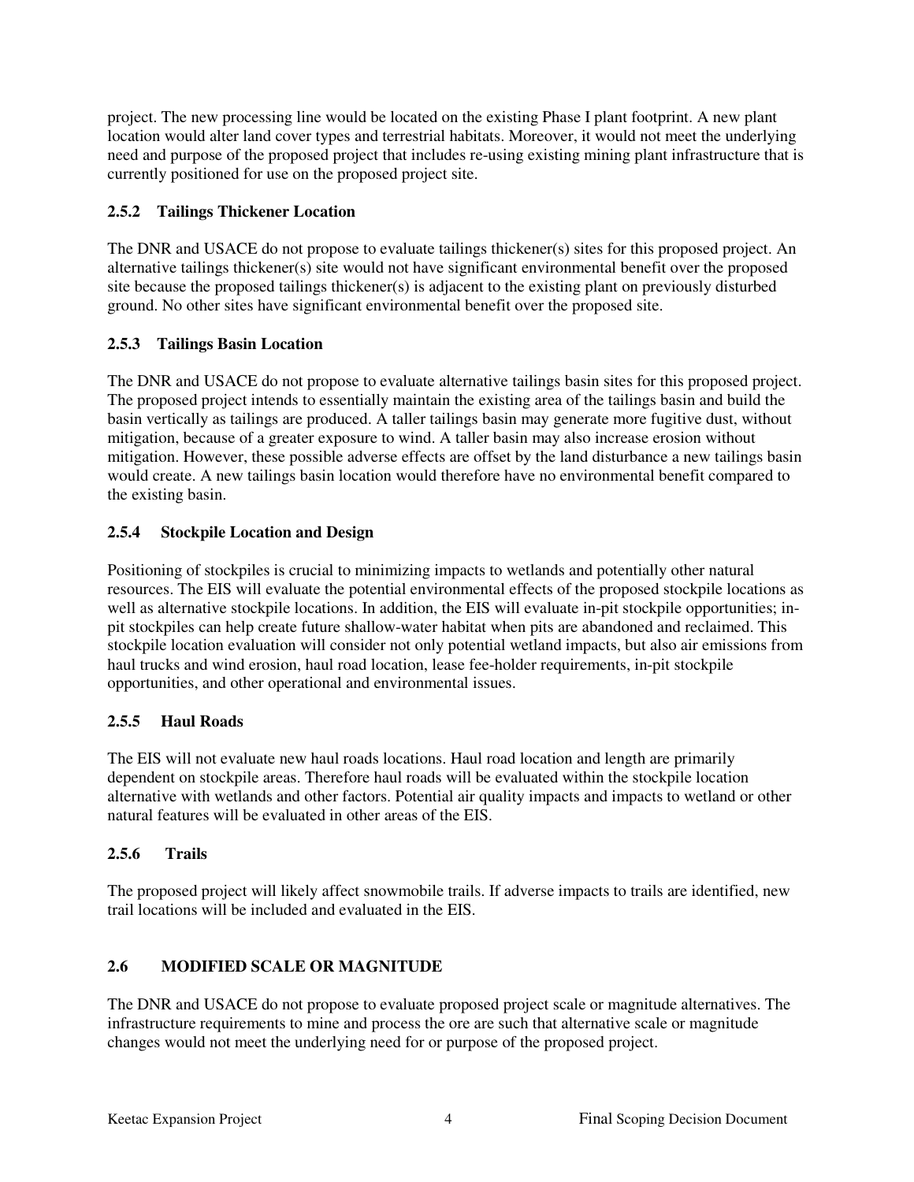project. The new processing line would be located on the existing Phase I plant footprint. A new plant location would alter land cover types and terrestrial habitats. Moreover, it would not meet the underlying need and purpose of the proposed project that includes re-using existing mining plant infrastructure that is currently positioned for use on the proposed project site.

### 2.5.2 Tailings Thickener Location

The DNR and USACE do not propose to evaluate tailings thickener(s) sites for this proposed project. An alternative tailings thickener(s) site would not have significant environmental benefit over the proposed site because the proposed tailings thickener(s) is adjacent to the existing plant on previously disturbed ground. No other sites have significant environmental benefit over the proposed site.

### 2.5.3 Tailings Basin Location

The DNR and USACE do not propose to evaluate alternative tailings basin sites for this proposed project. The proposed project intends to essentially maintain the existing area of the tailings basin and build the basin vertically as tailings are produced. A taller tailings basin may generate more fugitive dust, without mitigation, because of a greater exposure to wind. A taller basin may also increase erosion without mitigation. However, these possible adverse effects are offset by the land disturbance a new tailings basin would create. A new tailings basin location would therefore have no environmental benefit compared to the existing basin.

### 2.5.4 Stockpile Location and Design

Positioning of stockpiles is crucial to minimizing impacts to wetlands and potentially other natural resources. The EIS will evaluate the potential environmental effects of the proposed stockpile locations as well as alternative stockpile locations. In addition, the EIS will evaluate in-pit stockpile opportunities; in-pit stockpiles can help create future shallow-water habitat when pits are abandoned and reclaimed. This stockpile location evaluation will consider not only potential wetland impacts, but also air emissions from haul trucks and wind erosion, haul road location, lease fee-holder requirements, in-pit stockpile opportunities, and other operational and environmental issues.

### 2.5.5 Haul Roads

The EIS will not evaluate new haul roads locations. Haul road location and length are primarily dependent on stockpile areas. Therefore haul roads will be evaluated within the stockpile location alternative with wetlands and other factors. Potential air quality impacts and impacts to wetland or other natural features will be evaluated in other areas of the EIS.

### 2.5.6 Trails

The proposed project will likely affect snowmobile trails. If adverse impacts to trails are identified, new trail locations will be included and evaluated in the EIS.

## 2.6 MODIFIED SCALE OR MAGNITUDE

The DNR and USACE do not propose to evaluate proposed project scale or magnitude alternatives. The infrastructure requirements to mine and process the ore are such that alternative scale or magnitude changes would not meet the underlying need for or purpose of the proposed project.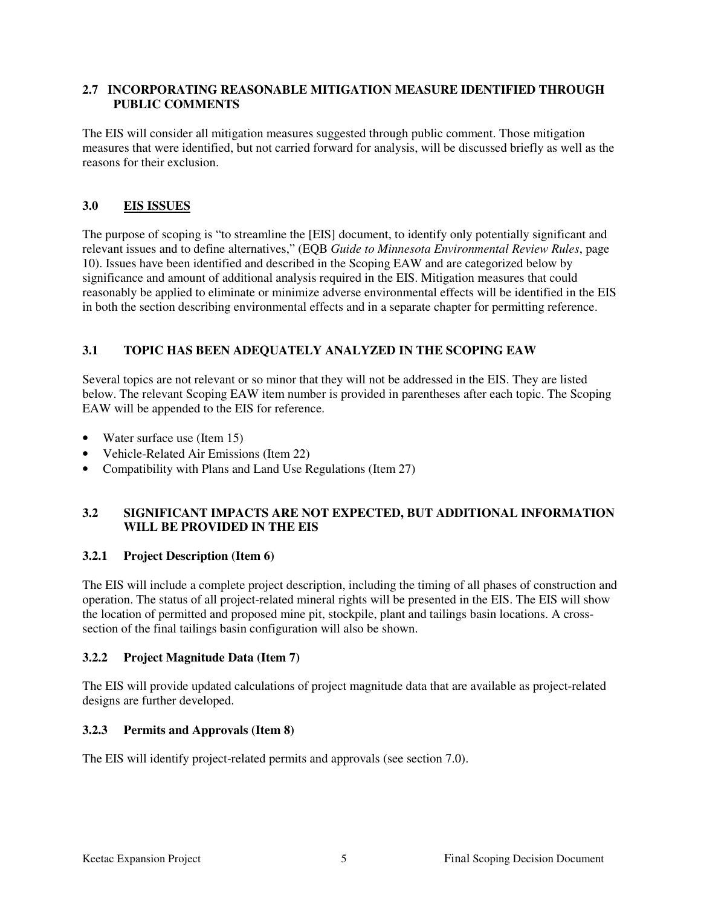## 2.7 INCORPORATING REASONABLE MITIGATION MEASURE IDENTIFIED THROUGH PUBLIC COMMENTS

The EIS will consider all mitigation measures suggested through public comment. Those mitigation measures that were identified, but not carried forward for analysis, will be discussed briefly as well as the reasons for their exclusion.

# 3.0 EIS ISSUES

The purpose of scoping is "to streamline the [EIS] document, to identify only potentially significant and relevant issues and to define alternatives," (EQB *Guide to Minnesota Environmental Review Rules*, page 10). Issues have been identified and described in the Scoping EAW and are categorized below by significance and amount of additional analysis required in the EIS. Mitigation measures that could reasonably be applied to eliminate or minimize adverse environmental effects will be identified in the EIS in both the section describing environmental effects and in a separate chapter for permitting reference.

## 3.1 TOPIC HAS BEEN ADEQUATELY ANALYZED IN THE SCOPING EAW

Several topics are not relevant or so minor that they will not be addressed in the EIS. They are listed below. The relevant Scoping EAW item number is provided in parentheses after each topic. The Scoping EAW will be appended to the EIS for reference.

- Water surface use (Item 15)
- Vehicle-Related Air Emissions (Item 22)
- Compatibility with Plans and Land Use Regulations (Item 27)

## 3.2 SIGNIFICANT IMPACTS ARE NOT EXPECTED, BUT ADDITIONAL INFORMATION WILL BE PROVIDED IN THE EIS

### 3.2.1 Project Description (Item 6)

The EIS will include a complete project description, including the timing of all phases of construction and operation. The status of all project-related mineral rights will be presented in the EIS. The EIS will show the location of permitted and proposed mine pit, stockpile, plant and tailings basin locations. A cross-section of the final tailings basin configuration will also be shown.

### 3.2.2 Project Magnitude Data (Item 7)

The EIS will provide updated calculations of project magnitude data that are available as project-related designs are further developed.

### 3.2.3 Permits and Approvals (Item 8)

The EIS will identify project-related permits and approvals (see section 7.0).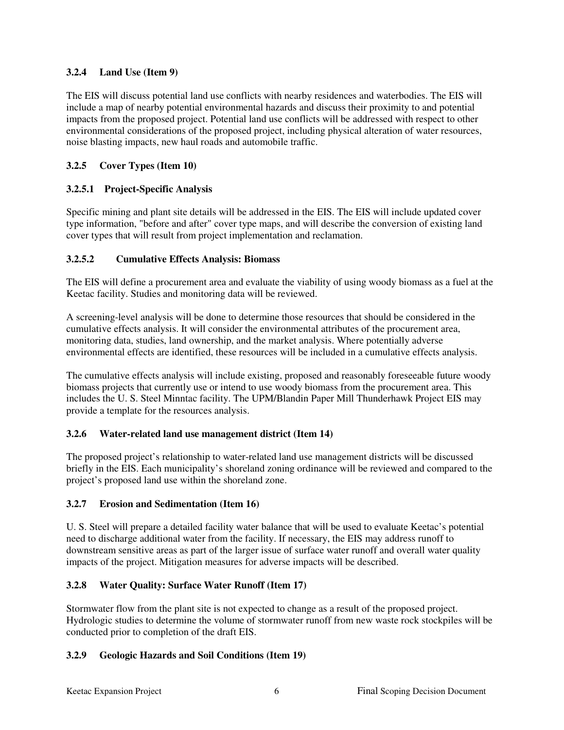### 3.2.4 Land Use (Item 9)

The EIS will discuss potential land use conflicts with nearby residences and waterbodies. The EIS will include a map of nearby potential environmental hazards and discuss their proximity to and potential impacts from the proposed project. Potential land use conflicts will be addressed with respect to other environmental considerations of the proposed project, including physical alteration of water resources, noise blasting impacts, new haul roads and automobile traffic.

### 3.2.5 Cover Types (Item 10)

#### 3.2.5.1 Project-Specific Analysis

Specific mining and plant site details will be addressed in the EIS. The EIS will include updated cover type information, "before and after" cover type maps, and will describe the conversion of existing land cover types that will result from project implementation and reclamation.

#### 3.2.5.2 Cumulative Effects Analysis: Biomass

The EIS will define a procurement area and evaluate the viability of using woody biomass as a fuel at the Keetac facility. Studies and monitoring data will be reviewed.

A screening-level analysis will be done to determine those resources that should be considered in the cumulative effects analysis. It will consider the environmental attributes of the procurement area, monitoring data, studies, land ownership, and the market analysis. Where potentially adverse environmental effects are identified, these resources will be included in a cumulative effects analysis.

The cumulative effects analysis will include existing, proposed and reasonably foreseeable future woody biomass projects that currently use or intend to use woody biomass from the procurement area. This includes the U. S. Steel Minntac facility. The UPM/Blandin Paper Mill Thunderhawk Project EIS may provide a template for the resources analysis.

### 3.2.6 Water-related land use management district (Item 14)

The proposed project's relationship to water-related land use management districts will be discussed briefly in the EIS. Each municipality's shoreland zoning ordinance will be reviewed and compared to the project's proposed land use within the shoreland zone.

### 3.2.7 Erosion and Sedimentation (Item 16)

U. S. Steel will prepare a detailed facility water balance that will be used to evaluate Keetac's potential need to discharge additional water from the facility. If necessary, the EIS may address runoff to downstream sensitive areas as part of the larger issue of surface water runoff and overall water quality impacts of the project. Mitigation measures for adverse impacts will be described.

### 3.2.8 Water Quality: Surface Water Runoff (Item 17)

Stormwater flow from the plant site is not expected to change as a result of the proposed project. Hydrologic studies to determine the volume of stormwater runoff from new waste rock stockpiles will be conducted prior to completion of the draft EIS.

### 3.2.9 Geologic Hazards and Soil Conditions (Item 19)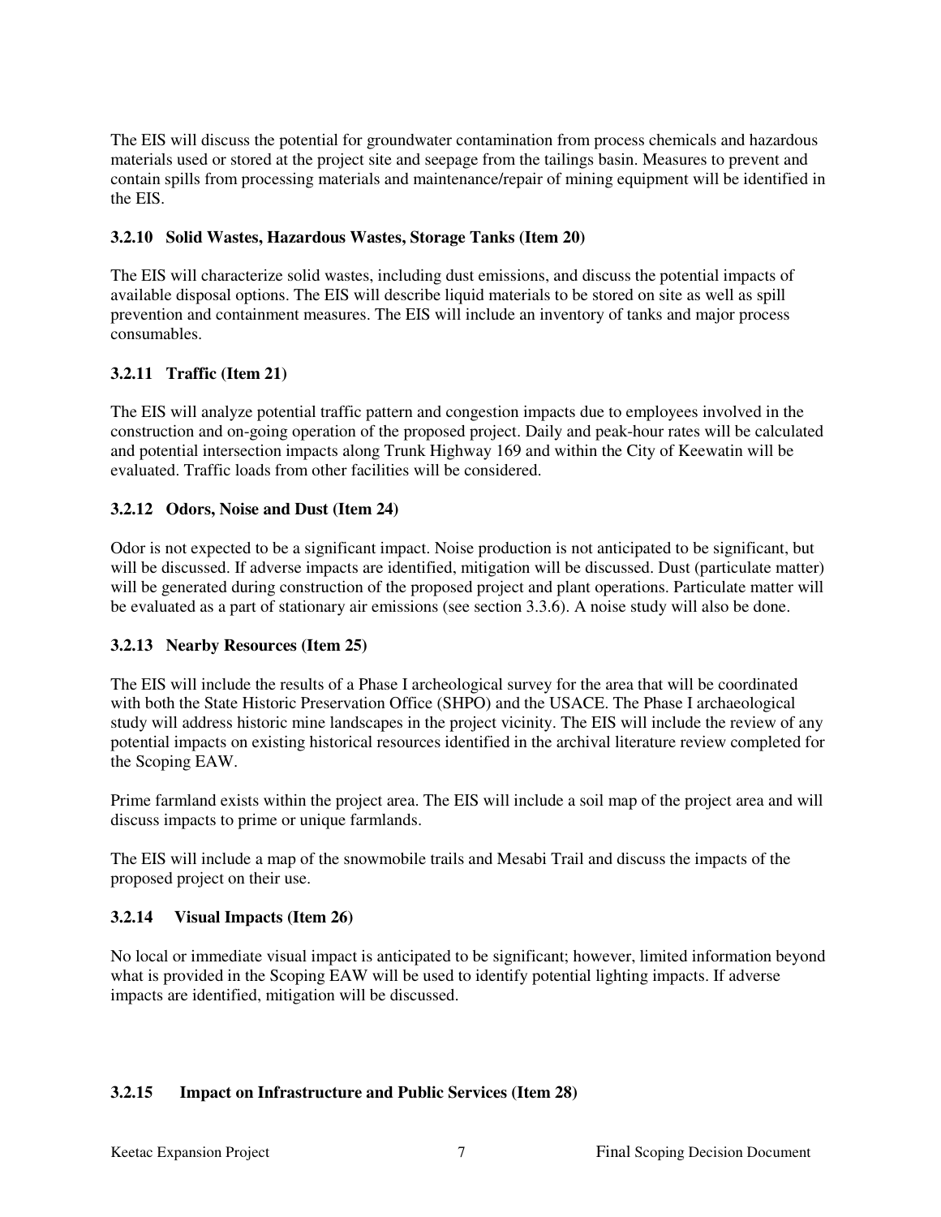The EIS will discuss the potential for groundwater contamination from process chemicals and hazardous materials used or stored at the project site and seepage from the tailings basin. Measures to prevent and contain spills from processing materials and maintenance/repair of mining equipment will be identified in the EIS.

### 3.2.10 Solid Wastes, Hazardous Wastes, Storage Tanks (Item 20)

The EIS will characterize solid wastes, including dust emissions, and discuss the potential impacts of available disposal options. The EIS will describe liquid materials to be stored on site as well as spill prevention and containment measures. The EIS will include an inventory of tanks and major process consumables.

### 3.2.11 Traffic (Item 21)

The EIS will analyze potential traffic pattern and congestion impacts due to employees involved in the construction and on-going operation of the proposed project. Daily and peak-hour rates will be calculated and potential intersection impacts along Trunk Highway 169 and within the City of Keewatin will be evaluated. Traffic loads from other facilities will be considered.

### 3.2.12 Odors, Noise and Dust (Item 24)

Odor is not expected to be a significant impact. Noise production is not anticipated to be significant, but will be discussed. If adverse impacts are identified, mitigation will be discussed. Dust (particulate matter) will be generated during construction of the proposed project and plant operations. Particulate matter will be evaluated as a part of stationary air emissions (see section 3.3.6). A noise study will also be done.

### 3.2.13 Nearby Resources (Item 25)

The EIS will include the results of a Phase I archeological survey for the area that will be coordinated with both the State Historic Preservation Office (SHPO) and the USACE. The Phase I archaeological study will address historic mine landscapes in the project vicinity. The EIS will include the review of any potential impacts on existing historical resources identified in the archival literature review completed for the Scoping EAW.

Prime farmland exists within the project area. The EIS will include a soil map of the project area and will discuss impacts to prime or unique farmlands.

The EIS will include a map of the snowmobile trails and Mesabi Trail and discuss the impacts of the proposed project on their use.

### 3.2.14 Visual Impacts (Item 26)

No local or immediate visual impact is anticipated to be significant; however, limited information beyond what is provided in the Scoping EAW will be used to identify potential lighting impacts. If adverse impacts are identified, mitigation will be discussed.

### 3.2.15 Impact on Infrastructure and Public Services (Item 28)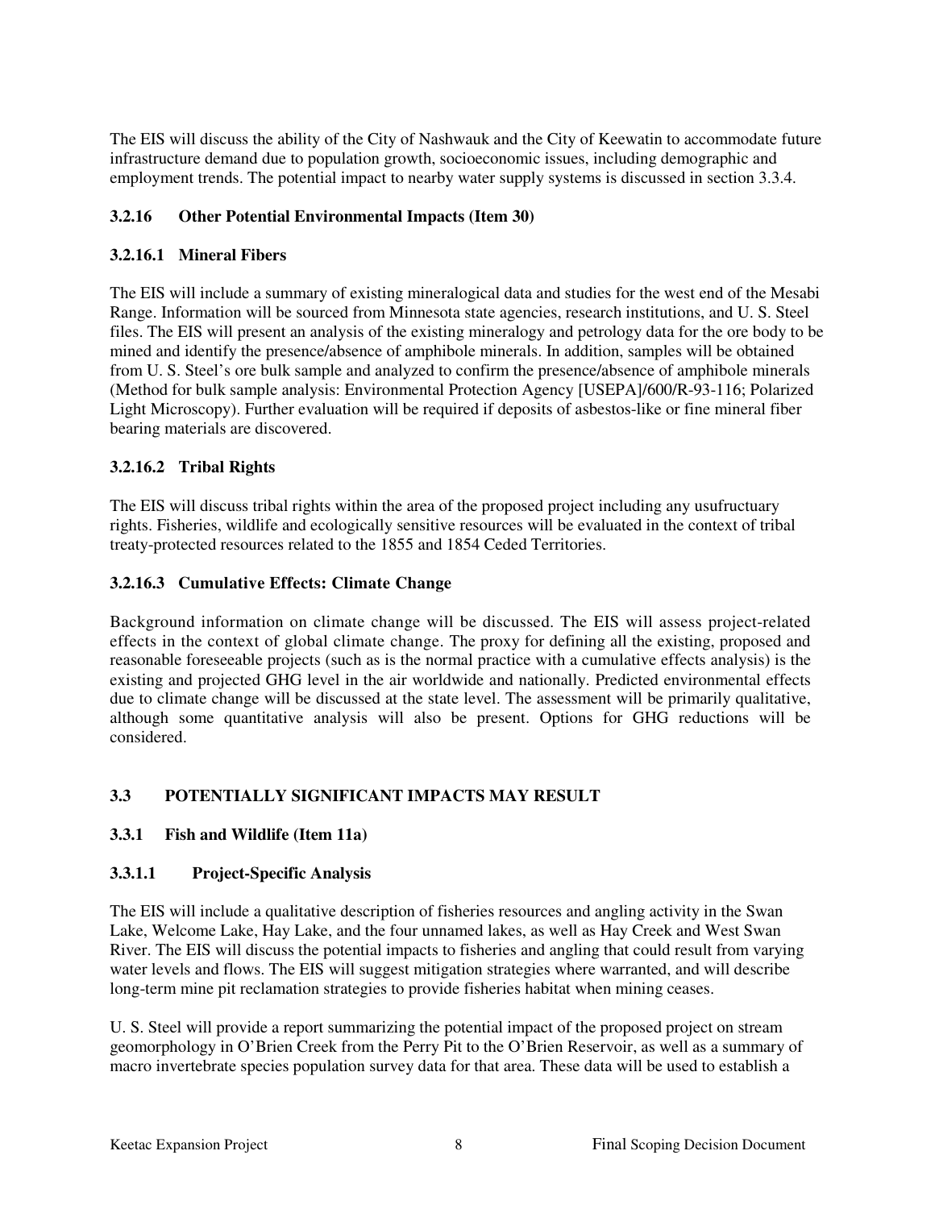The EIS will discuss the ability of the City of Nashwauk and the City of Keewatin to accommodate future infrastructure demand due to population growth, socioeconomic issues, including demographic and employment trends. The potential impact to nearby water supply systems is discussed in section 3.3.4.

### 3.2.16 Other Potential Environmental Impacts (Item 30)

#### 3.2.16.1 Mineral Fibers

The EIS will include a summary of existing mineralogical data and studies for the west end of the Mesabi Range. Information will be sourced from Minnesota state agencies, research institutions, and U. S. Steel files. The EIS will present an analysis of the existing mineralogy and petrology data for the ore body to be mined and identify the presence/absence of amphibole minerals. In addition, samples will be obtained from U. S. Steel's ore bulk sample and analyzed to confirm the presence/absence of amphibole minerals (Method for bulk sample analysis: Environmental Protection Agency [USEPA]/600/R-93-116; Polarized Light Microscopy). Further evaluation will be required if deposits of asbestos-like or fine mineral fiber bearing materials are discovered.

#### 3.2.16.2 Tribal Rights

The EIS will discuss tribal rights within the area of the proposed project including any usufructuary rights. Fisheries, wildlife and ecologically sensitive resources will be evaluated in the context of tribal treaty-protected resources related to the 1855 and 1854 Ceded Territories.

#### 3.2.16.3 Cumulative Effects: Climate Change

Background information on climate change will be discussed. The EIS will assess project-related effects in the context of global climate change. The proxy for defining all the existing, proposed and reasonable foreseeable projects (such as is the normal practice with a cumulative effects analysis) is the existing and projected GHG level in the air worldwide and nationally. Predicted environmental effects due to climate change will be discussed at the state level. The assessment will be primarily qualitative, although some quantitative analysis will also be present. Options for GHG reductions will be considered.

## 3.3 POTENTIALLY SIGNIFICANT IMPACTS MAY RESULT

### 3.3.1 Fish and Wildlife (Item 11a)

#### 3.3.1.1 Project-Specific Analysis

The EIS will include a qualitative description of fisheries resources and angling activity in the Swan Lake, Welcome Lake, Hay Lake, and the four unnamed lakes, as well as Hay Creek and West Swan River. The EIS will discuss the potential impacts to fisheries and angling that could result from varying water levels and flows. The EIS will suggest mitigation strategies where warranted, and will describe long-term mine pit reclamation strategies to provide fisheries habitat when mining ceases.

U. S. Steel will provide a report summarizing the potential impact of the proposed project on stream geomorphology in O'Brien Creek from the Perry Pit to the O'Brien Reservoir, as well as a summary of macro invertebrate species population survey data for that area. These data will be used to establish a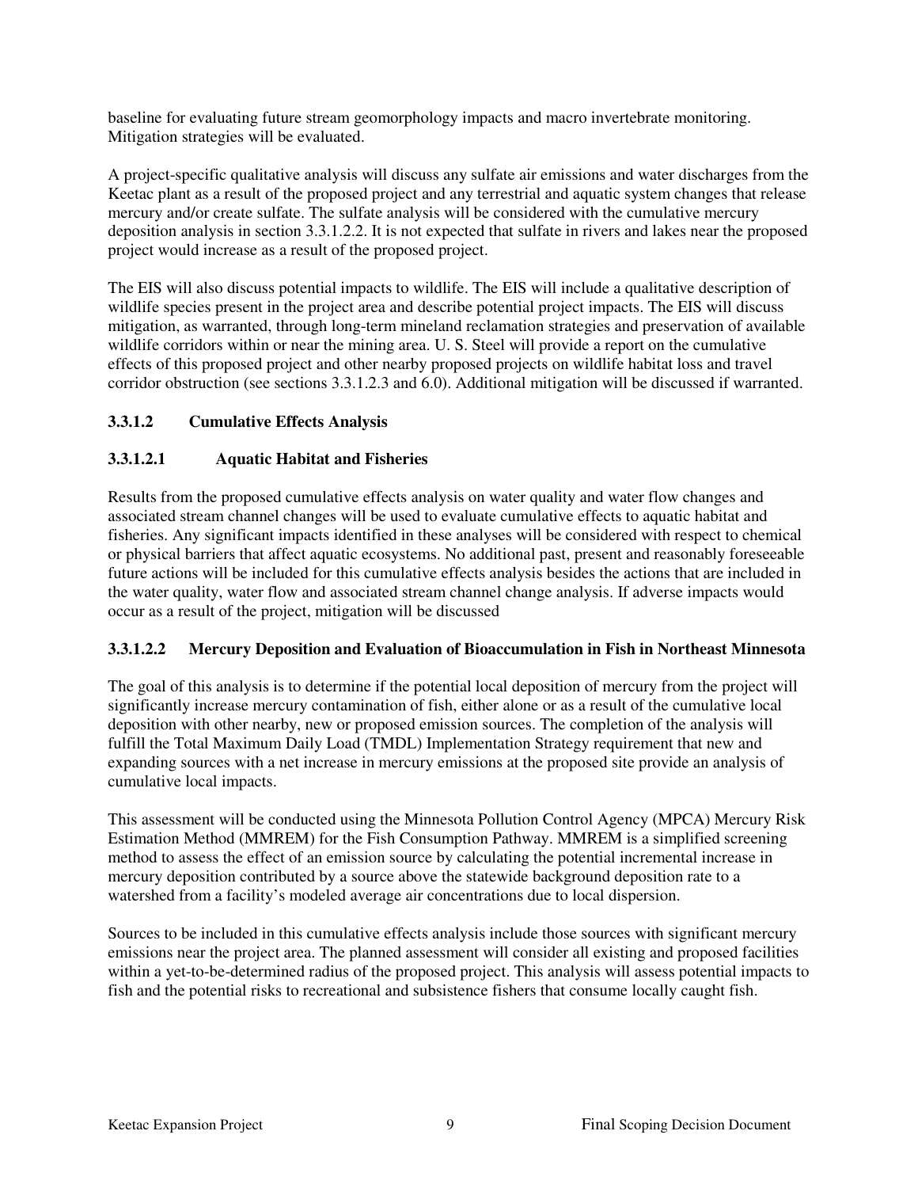baseline for evaluating future stream geomorphology impacts and macro invertebrate monitoring. Mitigation strategies will be evaluated.

A project-specific qualitative analysis will discuss any sulfate air emissions and water discharges from the Keetac plant as a result of the proposed project and any terrestrial and aquatic system changes that release mercury and/or create sulfate. The sulfate analysis will be considered with the cumulative mercury deposition analysis in section 3.3.1.2.2. It is not expected that sulfate in rivers and lakes near the proposed project would increase as a result of the proposed project.

The EIS will also discuss potential impacts to wildlife. The EIS will include a qualitative description of wildlife species present in the project area and describe potential project impacts. The EIS will discuss mitigation, as warranted, through long-term mineland reclamation strategies and preservation of available wildlife corridors within or near the mining area. U. S. Steel will provide a report on the cumulative effects of this proposed project and other nearby proposed projects on wildlife habitat loss and travel corridor obstruction (see sections 3.3.1.2.3 and 6.0). Additional mitigation will be discussed if warranted.

### 3.3.1.2 Cumulative Effects Analysis

#### 3.3.1.2.1 Aquatic Habitat and Fisheries

Results from the proposed cumulative effects analysis on water quality and water flow changes and associated stream channel changes will be used to evaluate cumulative effects to aquatic habitat and fisheries. Any significant impacts identified in these analyses will be considered with respect to chemical or physical barriers that affect aquatic ecosystems. No additional past, present and reasonably foreseeable future actions will be included for this cumulative effects analysis besides the actions that are included in the water quality, water flow and associated stream channel change analysis. If adverse impacts would occur as a result of the project, mitigation will be discussed

#### 3.3.1.2.2 Mercury Deposition and Evaluation of Bioaccumulation in Fish in Northeast Minnesota

The goal of this analysis is to determine if the potential local deposition of mercury from the project will significantly increase mercury contamination of fish, either alone or as a result of the cumulative local deposition with other nearby, new or proposed emission sources. The completion of the analysis will fulfill the Total Maximum Daily Load (TMDL) Implementation Strategy requirement that new and expanding sources with a net increase in mercury emissions at the proposed site provide an analysis of cumulative local impacts.

This assessment will be conducted using the Minnesota Pollution Control Agency (MPCA) Mercury Risk Estimation Method (MMREM) for the Fish Consumption Pathway. MMREM is a simplified screening method to assess the effect of an emission source by calculating the potential incremental increase in mercury deposition contributed by a source above the statewide background deposition rate to a watershed from a facility's modeled average air concentrations due to local dispersion.

Sources to be included in this cumulative effects analysis include those sources with significant mercury emissions near the project area. The planned assessment will consider all existing and proposed facilities within a yet-to-be-determined radius of the proposed project. This analysis will assess potential impacts to fish and the potential risks to recreational and subsistence fishers that consume locally caught fish.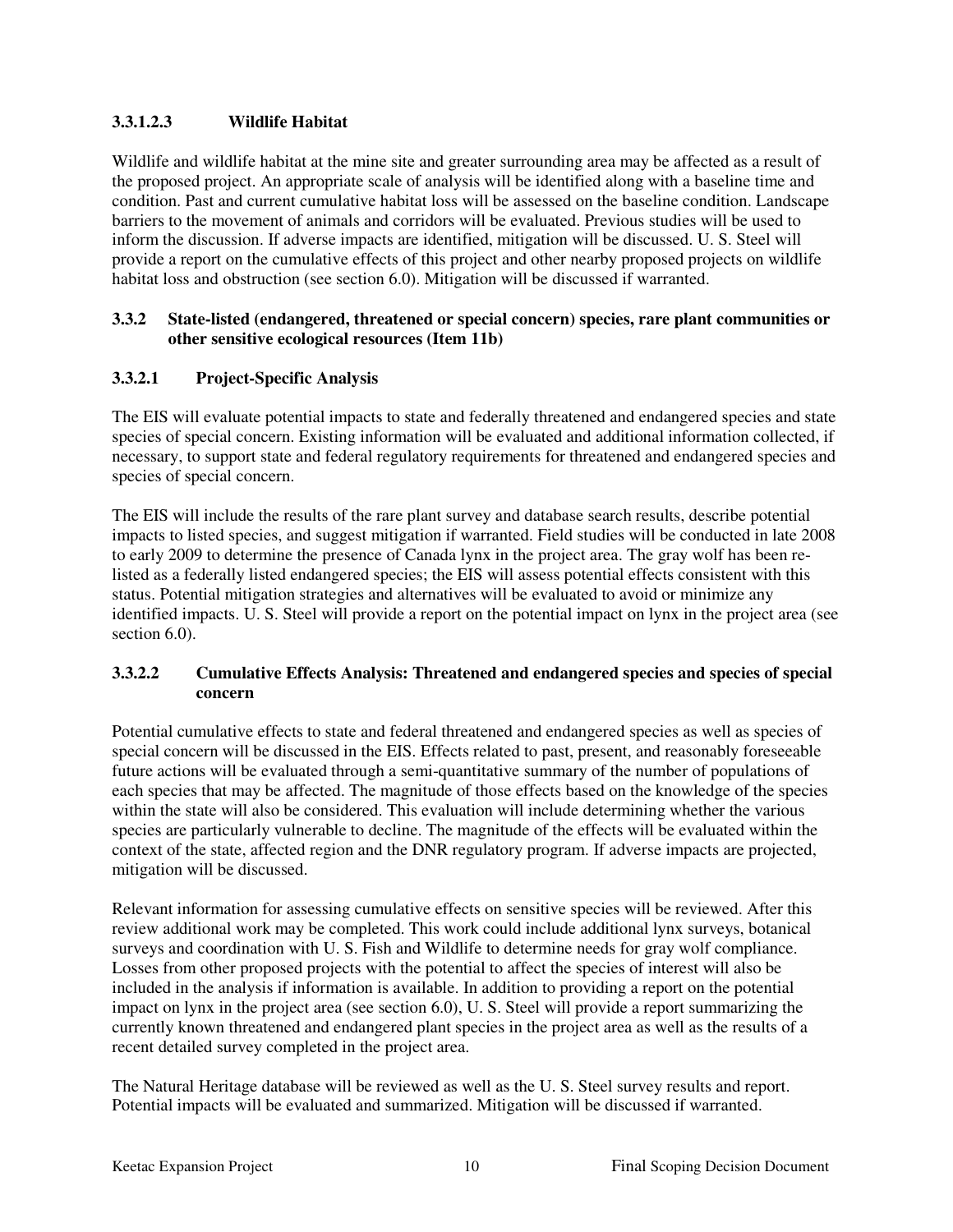#### 3.3.1.2.3 Wildlife Habitat

Wildlife and wildlife habitat at the mine site and greater surrounding area may be affected as a result of the proposed project. An appropriate scale of analysis will be identified along with a baseline time and condition. Past and current cumulative habitat loss will be assessed on the baseline condition. Landscape barriers to the movement of animals and corridors will be evaluated. Previous studies will be used to inform the discussion. If adverse impacts are identified, mitigation will be discussed. U. S. Steel will provide a report on the cumulative effects of this project and other nearby proposed projects on wildlife habitat loss and obstruction (see section 6.0). Mitigation will be discussed if warranted.

### 3.3.2 State-listed (endangered, threatened or special concern) species, rare plant communities or other sensitive ecological resources (Item 11b)

#### 3.3.2.1 Project-Specific Analysis

The EIS will evaluate potential impacts to state and federally threatened and endangered species and state species of special concern. Existing information will be evaluated and additional information collected, if necessary, to support state and federal regulatory requirements for threatened and endangered species and species of special concern.

The EIS will include the results of the rare plant survey and database search results, describe potential impacts to listed species, and suggest mitigation if warranted. Field studies will be conducted in late 2008 to early 2009 to determine the presence of Canada lynx in the project area. The gray wolf has been re-listed as a federally listed endangered species; the EIS will assess potential effects consistent with this status. Potential mitigation strategies and alternatives will be evaluated to avoid or minimize any identified impacts. U. S. Steel will provide a report on the potential impact on lynx in the project area (see section 6.0).

#### 3.3.2.2 Cumulative Effects Analysis: Threatened and endangered species and species of special concern

Potential cumulative effects to state and federal threatened and endangered species as well as species of special concern will be discussed in the EIS. Effects related to past, present, and reasonably foreseeable future actions will be evaluated through a semi-quantitative summary of the number of populations of each species that may be affected. The magnitude of those effects based on the knowledge of the species within the state will also be considered. This evaluation will include determining whether the various species are particularly vulnerable to decline. The magnitude of the effects will be evaluated within the context of the state, affected region and the DNR regulatory program. If adverse impacts are projected, mitigation will be discussed.

Relevant information for assessing cumulative effects on sensitive species will be reviewed. After this review additional work may be completed. This work could include additional lynx surveys, botanical surveys and coordination with U. S. Fish and Wildlife to determine needs for gray wolf compliance. Losses from other proposed projects with the potential to affect the species of interest will also be included in the analysis if information is available. In addition to providing a report on the potential impact on lynx in the project area (see section 6.0), U. S. Steel will provide a report summarizing the currently known threatened and endangered plant species in the project area as well as the results of a recent detailed survey completed in the project area.

The Natural Heritage database will be reviewed as well as the U. S. Steel survey results and report. Potential impacts will be evaluated and summarized. Mitigation will be discussed if warranted.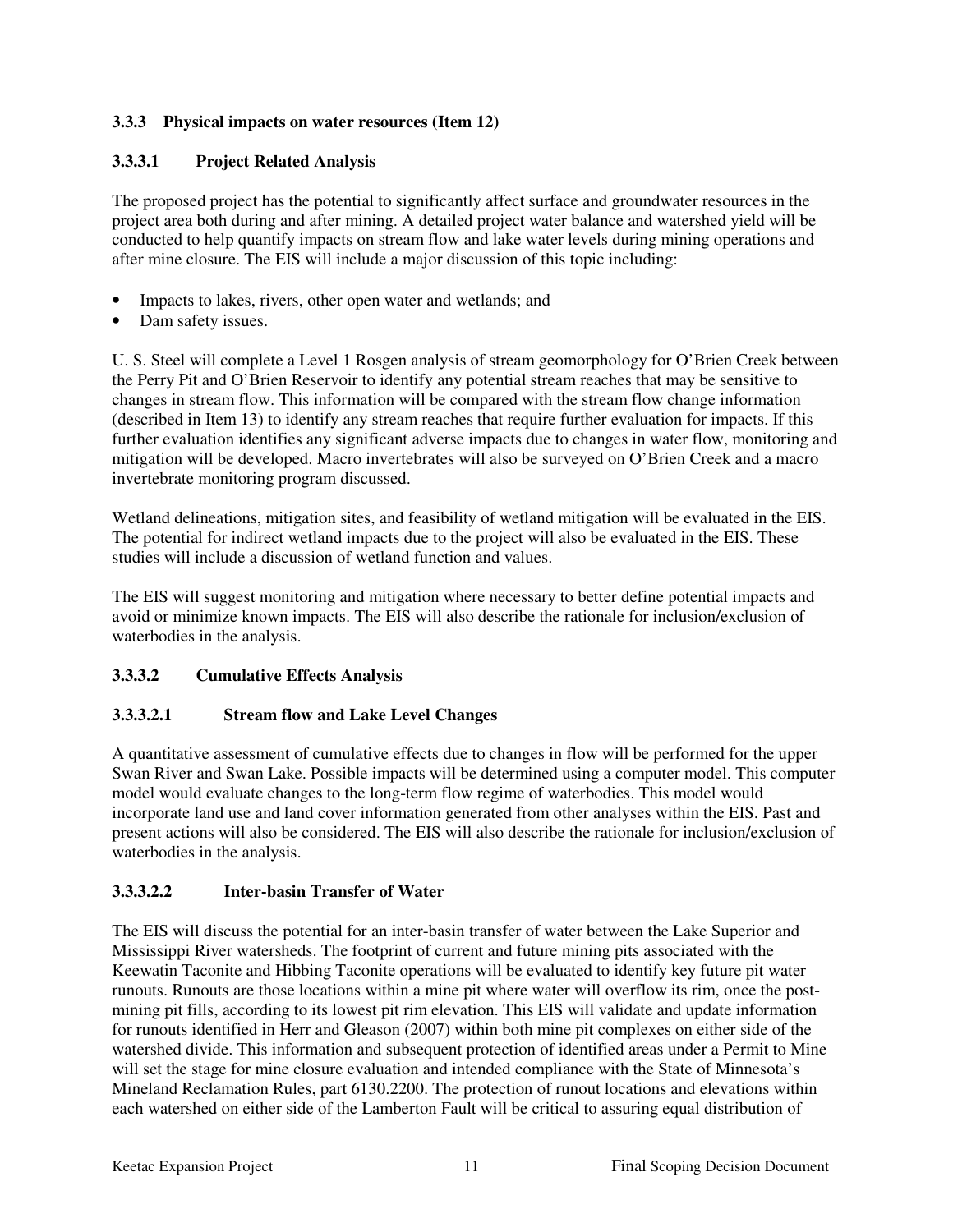### 3.3.3 Physical impacts on water resources (Item 12)

#### 3.3.3.1 Project Related Analysis

The proposed project has the potential to significantly affect surface and groundwater resources in the project area both during and after mining. A detailed project water balance and watershed yield will be conducted to help quantify impacts on stream flow and lake water levels during mining operations and after mine closure. The EIS will include a major discussion of this topic including:

- Impacts to lakes, rivers, other open water and wetlands; and
- Dam safety issues.

U. S. Steel will complete a Level 1 Rosgen analysis of stream geomorphology for O'Brien Creek between the Perry Pit and O'Brien Reservoir to identify any potential stream reaches that may be sensitive to changes in stream flow. This information will be compared with the stream flow change information (described in Item 13) to identify any stream reaches that require further evaluation for impacts. If this further evaluation identifies any significant adverse impacts due to changes in water flow, monitoring and mitigation will be developed. Macro invertebrates will also be surveyed on O'Brien Creek and a macro invertebrate monitoring program discussed.

Wetland delineations, mitigation sites, and feasibility of wetland mitigation will be evaluated in the EIS. The potential for indirect wetland impacts due to the project will also be evaluated in the EIS. These studies will include a discussion of wetland function and values.

The EIS will suggest monitoring and mitigation where necessary to better define potential impacts and avoid or minimize known impacts. The EIS will also describe the rationale for inclusion/exclusion of waterbodies in the analysis.

#### 3.3.3.2 Cumulative Effects Analysis

##### 3.3.3.2.1 Stream flow and Lake Level Changes

A quantitative assessment of cumulative effects due to changes in flow will be performed for the upper Swan River and Swan Lake. Possible impacts will be determined using a computer model. This computer model would evaluate changes to the long-term flow regime of waterbodies. This model would incorporate land use and land cover information generated from other analyses within the EIS. Past and present actions will also be considered. The EIS will also describe the rationale for inclusion/exclusion of waterbodies in the analysis.

##### 3.3.3.2.2 Inter-basin Transfer of Water

The EIS will discuss the potential for an inter-basin transfer of water between the Lake Superior and Mississippi River watersheds. The footprint of current and future mining pits associated with the Keewatin Taconite and Hibbing Taconite operations will be evaluated to identify key future pit water runouts. Runouts are those locations within a mine pit where water will overflow its rim, once the post-mining pit fills, according to its lowest pit rim elevation. This EIS will validate and update information for runouts identified in Herr and Gleason (2007) within both mine pit complexes on either side of the watershed divide. This information and subsequent protection of identified areas under a Permit to Mine will set the stage for mine closure evaluation and intended compliance with the State of Minnesota's Mineland Reclamation Rules, part 6130.2200. The protection of runout locations and elevations within each watershed on either side of the Lamberton Fault will be critical to assuring equal distribution of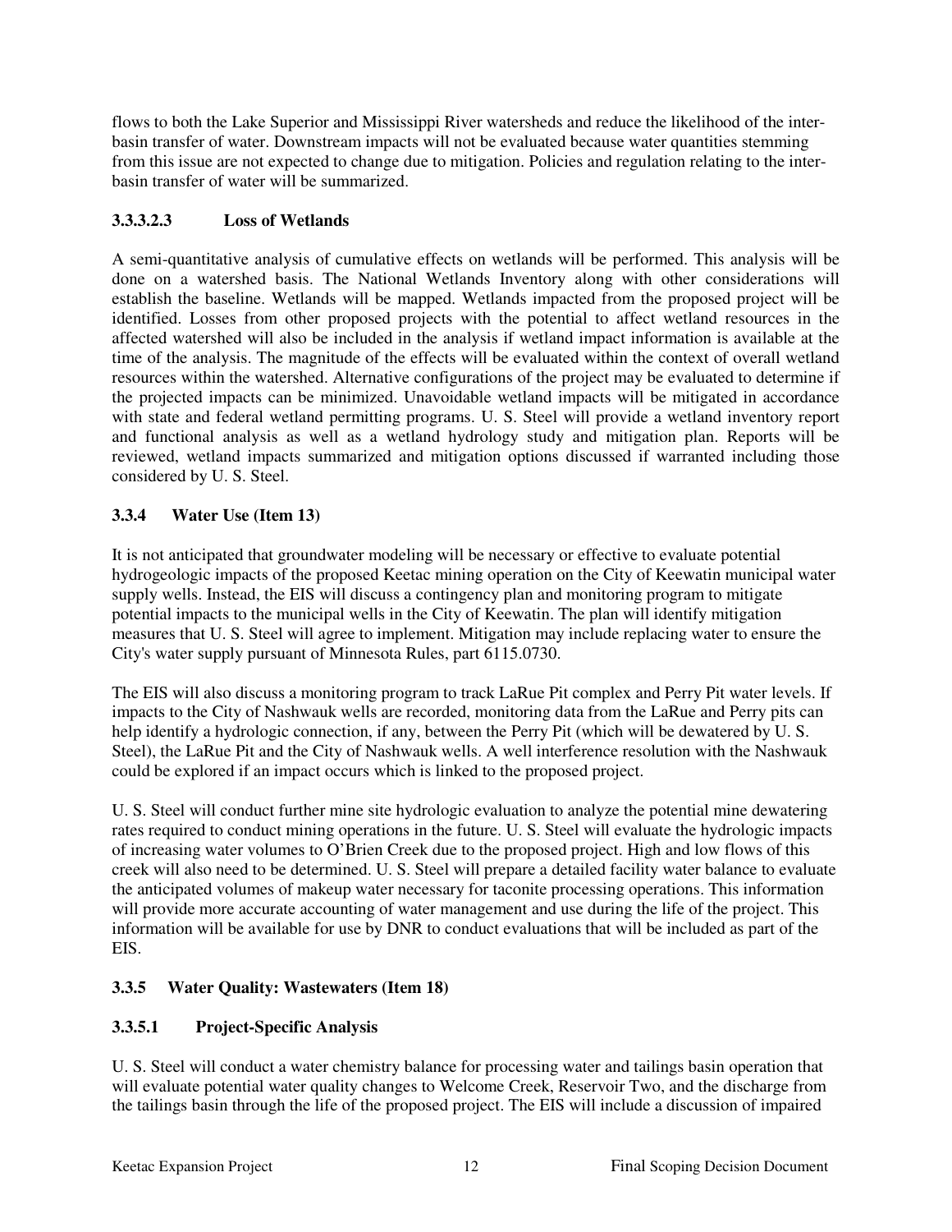flows to both the Lake Superior and Mississippi River watersheds and reduce the likelihood of the inter-basin transfer of water. Downstream impacts will not be evaluated because water quantities stemming from this issue are not expected to change due to mitigation. Policies and regulation relating to the inter-basin transfer of water will be summarized.

#### 3.3.3.2.3 Loss of Wetlands

A semi-quantitative analysis of cumulative effects on wetlands will be performed. This analysis will be done on a watershed basis. The National Wetlands Inventory along with other considerations will establish the baseline. Wetlands will be mapped. Wetlands impacted from the proposed project will be identified. Losses from other proposed projects with the potential to affect wetland resources in the affected watershed will also be included in the analysis if wetland impact information is available at the time of the analysis. The magnitude of the effects will be evaluated within the context of overall wetland resources within the watershed. Alternative configurations of the project may be evaluated to determine if the projected impacts can be minimized. Unavoidable wetland impacts will be mitigated in accordance with state and federal wetland permitting programs. U. S. Steel will provide a wetland inventory report and functional analysis as well as a wetland hydrology study and mitigation plan. Reports will be reviewed, wetland impacts summarized and mitigation options discussed if warranted including those considered by U. S. Steel.

### 3.3.4 Water Use (Item 13)

It is not anticipated that groundwater modeling will be necessary or effective to evaluate potential hydrogeologic impacts of the proposed Keetac mining operation on the City of Keewatin municipal water supply wells. Instead, the EIS will discuss a contingency plan and monitoring program to mitigate potential impacts to the municipal wells in the City of Keewatin. The plan will identify mitigation measures that U. S. Steel will agree to implement. Mitigation may include replacing water to ensure the City's water supply pursuant of Minnesota Rules, part 6115.0730.

The EIS will also discuss a monitoring program to track LaRue Pit complex and Perry Pit water levels. If impacts to the City of Nashwauk wells are recorded, monitoring data from the LaRue and Perry pits can help identify a hydrologic connection, if any, between the Perry Pit (which will be dewatered by U. S. Steel), the LaRue Pit and the City of Nashwauk wells. A well interference resolution with the Nashwauk could be explored if an impact occurs which is linked to the proposed project.

U. S. Steel will conduct further mine site hydrologic evaluation to analyze the potential mine dewatering rates required to conduct mining operations in the future. U. S. Steel will evaluate the hydrologic impacts of increasing water volumes to O'Brien Creek due to the proposed project. High and low flows of this creek will also need to be determined. U. S. Steel will prepare a detailed facility water balance to evaluate the anticipated volumes of makeup water necessary for taconite processing operations. This information will provide more accurate accounting of water management and use during the life of the project. This information will be available for use by DNR to conduct evaluations that will be included as part of the EIS.

### 3.3.5 Water Quality: Wastewaters (Item 18)

#### 3.3.5.1 Project-Specific Analysis

U. S. Steel will conduct a water chemistry balance for processing water and tailings basin operation that will evaluate potential water quality changes to Welcome Creek, Reservoir Two, and the discharge from the tailings basin through the life of the proposed project. The EIS will include a discussion of impaired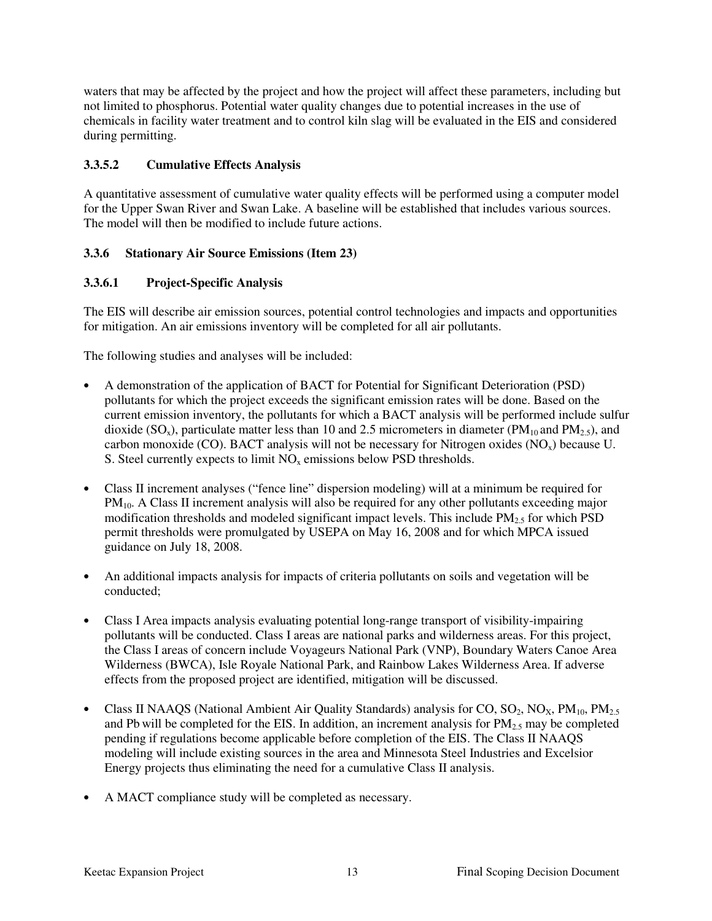waters that may be affected by the project and how the project will affect these parameters, including but not limited to phosphorus. Potential water quality changes due to potential increases in the use of chemicals in facility water treatment and to control kiln slag will be evaluated in the EIS and considered during permitting.

### 3.3.5.2 Cumulative Effects Analysis

A quantitative assessment of cumulative water quality effects will be performed using a computer model for the Upper Swan River and Swan Lake. A baseline will be established that includes various sources. The model will then be modified to include future actions.

### 3.3.6 Stationary Air Source Emissions (Item 23)

### 3.3.6.1 Project-Specific Analysis

The EIS will describe air emission sources, potential control technologies and impacts and opportunities for mitigation. An air emissions inventory will be completed for all air pollutants.

The following studies and analyses will be included:

- A demonstration of the application of BACT for Potential for Significant Deterioration (PSD) pollutants for which the project exceeds the significant emission rates will be done. Based on the current emission inventory, the pollutants for which a BACT analysis will be performed include sulfur dioxide ($SO_x$), particulate matter less than 10 and 2.5 micrometers in diameter ($PM_{10}$ and $PM_{2.5}$), and carbon monoxide (CO). BACT analysis will not be necessary for Nitrogen oxides ($NO_x$) because U. S. Steel currently expects to limit $NO_x$ emissions below PSD thresholds.

- Class II increment analyses ("fence line" dispersion modeling) will at a minimum be required for $PM_{10}$. A Class II increment analysis will also be required for any other pollutants exceeding major modification thresholds and modeled significant impact levels. This include $PM_{2.5}$ for which PSD permit thresholds were promulgated by USEPA on May 16, 2008 and for which MPCA issued guidance on July 18, 2008.

- An additional impacts analysis for impacts of criteria pollutants on soils and vegetation will be conducted;

- Class I Area impacts analysis evaluating potential long-range transport of visibility-impairing pollutants will be conducted. Class I areas are national parks and wilderness areas. For this project, the Class I areas of concern include Voyageurs National Park (VNP), Boundary Waters Canoe Area Wilderness (BWCA), Isle Royale National Park, and Rainbow Lakes Wilderness Area. If adverse effects from the proposed project are identified, mitigation will be discussed.

- Class II NAAQS (National Ambient Air Quality Standards) analysis for CO, $SO_2$, $NO_X$, $PM_{10}$, $PM_{2.5}$ and Pb will be completed for the EIS. In addition, an increment analysis for $PM_{2.5}$ may be completed pending if regulations become applicable before completion of the EIS. The Class II NAAQS modeling will include existing sources in the area and Minnesota Steel Industries and Excelsior Energy projects thus eliminating the need for a cumulative Class II analysis.

- A MACT compliance study will be completed as necessary.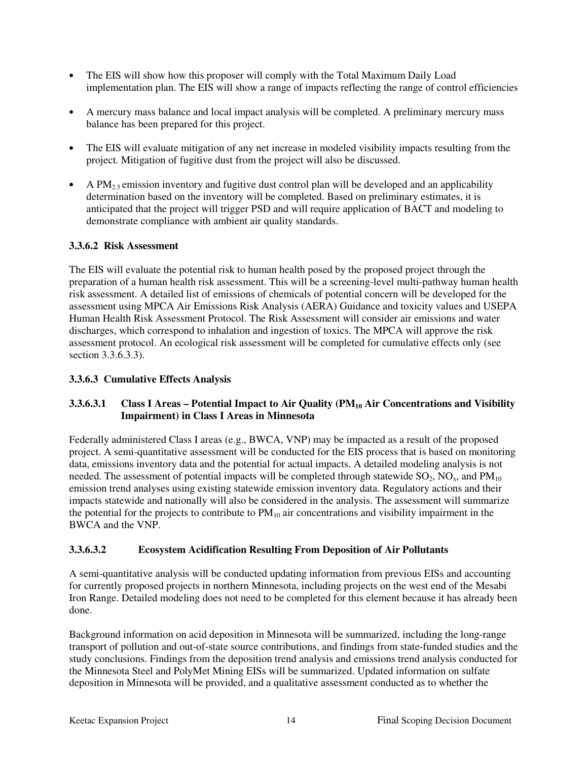- The EIS will show how this proposer will comply with the Total Maximum Daily Load implementation plan. The EIS will show a range of impacts reflecting the range of control efficiencies
- A mercury mass balance and local impact analysis will be completed. A preliminary mercury mass balance has been prepared for this project.
- The EIS will evaluate mitigation of any net increase in modeled visibility impacts resulting from the project. Mitigation of fugitive dust from the project will also be discussed.
- A $PM_{2.5}$ emission inventory and fugitive dust control plan will be developed and an applicability determination based on the inventory will be completed. Based on preliminary estimates, it is anticipated that the project will trigger PSD and will require application of BACT and modeling to demonstrate compliance with ambient air quality standards.

### 3.3.6.2 Risk Assessment

The EIS will evaluate the potential risk to human health posed by the proposed project through the preparation of a human health risk assessment. This will be a screening-level multi-pathway human health risk assessment. A detailed list of emissions of chemicals of potential concern will be developed for the assessment using MPCA Air Emissions Risk Analysis (AERA) Guidance and toxicity values and USEPA Human Health Risk Assessment Protocol. The Risk Assessment will consider air emissions and water discharges, which correspond to inhalation and ingestion of toxics. The MPCA will approve the risk assessment protocol. An ecological risk assessment will be completed for cumulative effects only (see section 3.3.6.3.3).

### 3.3.6.3 Cumulative Effects Analysis

#### 3.3.6.3.1 Class I Areas – Potential Impact to Air Quality ($PM_{10}$ Air Concentrations and Visibility Impairment) in Class I Areas in Minnesota

Federally administered Class I areas (e.g., BWCA, VNP) may be impacted as a result of the proposed project. A semi-quantitative assessment will be conducted for the EIS process that is based on monitoring data, emissions inventory data and the potential for actual impacts. A detailed modeling analysis is not needed. The assessment of potential impacts will be completed through statewide $SO_2$, $NO_x$, and $PM_{10}$ emission trend analyses using existing statewide emission inventory data. Regulatory actions and their impacts statewide and nationally will also be considered in the analysis. The assessment will summarize the potential for the projects to contribute to $PM_{10}$ air concentrations and visibility impairment in the BWCA and the VNP.

#### 3.3.6.3.2 Ecosystem Acidification Resulting From Deposition of Air Pollutants

A semi-quantitative analysis will be conducted updating information from previous EISs and accounting for currently proposed projects in northern Minnesota, including projects on the west end of the Mesabi Iron Range. Detailed modeling does not need to be completed for this element because it has already been done.

Background information on acid deposition in Minnesota will be summarized, including the long-range transport of pollution and out-of-state source contributions, and findings from state-funded studies and the study conclusions. Findings from the deposition trend analysis and emissions trend analysis conducted for the Minnesota Steel and PolyMet Mining EISs will be summarized. Updated information on sulfate deposition in Minnesota will be provided, and a qualitative assessment conducted as to whether the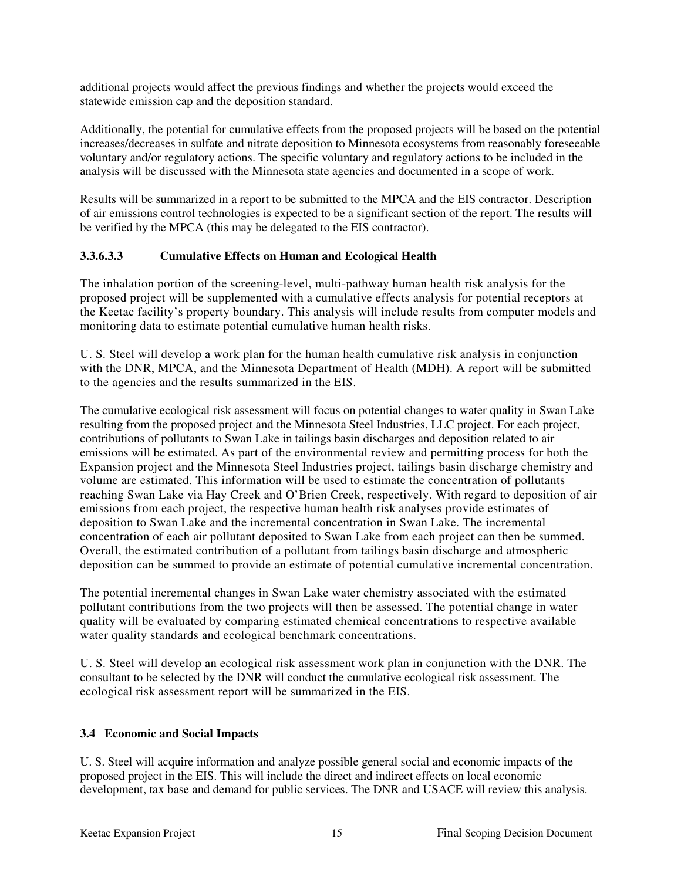additional projects would affect the previous findings and whether the projects would exceed the statewide emission cap and the deposition standard.

Additionally, the potential for cumulative effects from the proposed projects will be based on the potential increases/decreases in sulfate and nitrate deposition to Minnesota ecosystems from reasonably foreseeable voluntary and/or regulatory actions. The specific voluntary and regulatory actions to be included in the analysis will be discussed with the Minnesota state agencies and documented in a scope of work.

Results will be summarized in a report to be submitted to the MPCA and the EIS contractor. Description of air emissions control technologies is expected to be a significant section of the report. The results will be verified by the MPCA (this may be delegated to the EIS contractor).

#### 3.3.6.3.3 Cumulative Effects on Human and Ecological Health

The inhalation portion of the screening-level, multi-pathway human health risk analysis for the proposed project will be supplemented with a cumulative effects analysis for potential receptors at the Keetac facility's property boundary. This analysis will include results from computer models and monitoring data to estimate potential cumulative human health risks.

U. S. Steel will develop a work plan for the human health cumulative risk analysis in conjunction with the DNR, MPCA, and the Minnesota Department of Health (MDH). A report will be submitted to the agencies and the results summarized in the EIS.

The cumulative ecological risk assessment will focus on potential changes to water quality in Swan Lake resulting from the proposed project and the Minnesota Steel Industries, LLC project. For each project, contributions of pollutants to Swan Lake in tailings basin discharges and deposition related to air emissions will be estimated. As part of the environmental review and permitting process for both the Expansion project and the Minnesota Steel Industries project, tailings basin discharge chemistry and volume are estimated. This information will be used to estimate the concentration of pollutants reaching Swan Lake via Hay Creek and O'Brien Creek, respectively. With regard to deposition of air emissions from each project, the respective human health risk analyses provide estimates of deposition to Swan Lake and the incremental concentration in Swan Lake. The incremental concentration of each air pollutant deposited to Swan Lake from each project can then be summed. Overall, the estimated contribution of a pollutant from tailings basin discharge and atmospheric deposition can be summed to provide an estimate of potential cumulative incremental concentration.

The potential incremental changes in Swan Lake water chemistry associated with the estimated pollutant contributions from the two projects will then be assessed. The potential change in water quality will be evaluated by comparing estimated chemical concentrations to respective available water quality standards and ecological benchmark concentrations.

U. S. Steel will develop an ecological risk assessment work plan in conjunction with the DNR. The consultant to be selected by the DNR will conduct the cumulative ecological risk assessment. The ecological risk assessment report will be summarized in the EIS.

### 3.4 Economic and Social Impacts

U. S. Steel will acquire information and analyze possible general social and economic impacts of the proposed project in the EIS. This will include the direct and indirect effects on local economic development, tax base and demand for public services. The DNR and USACE will review this analysis.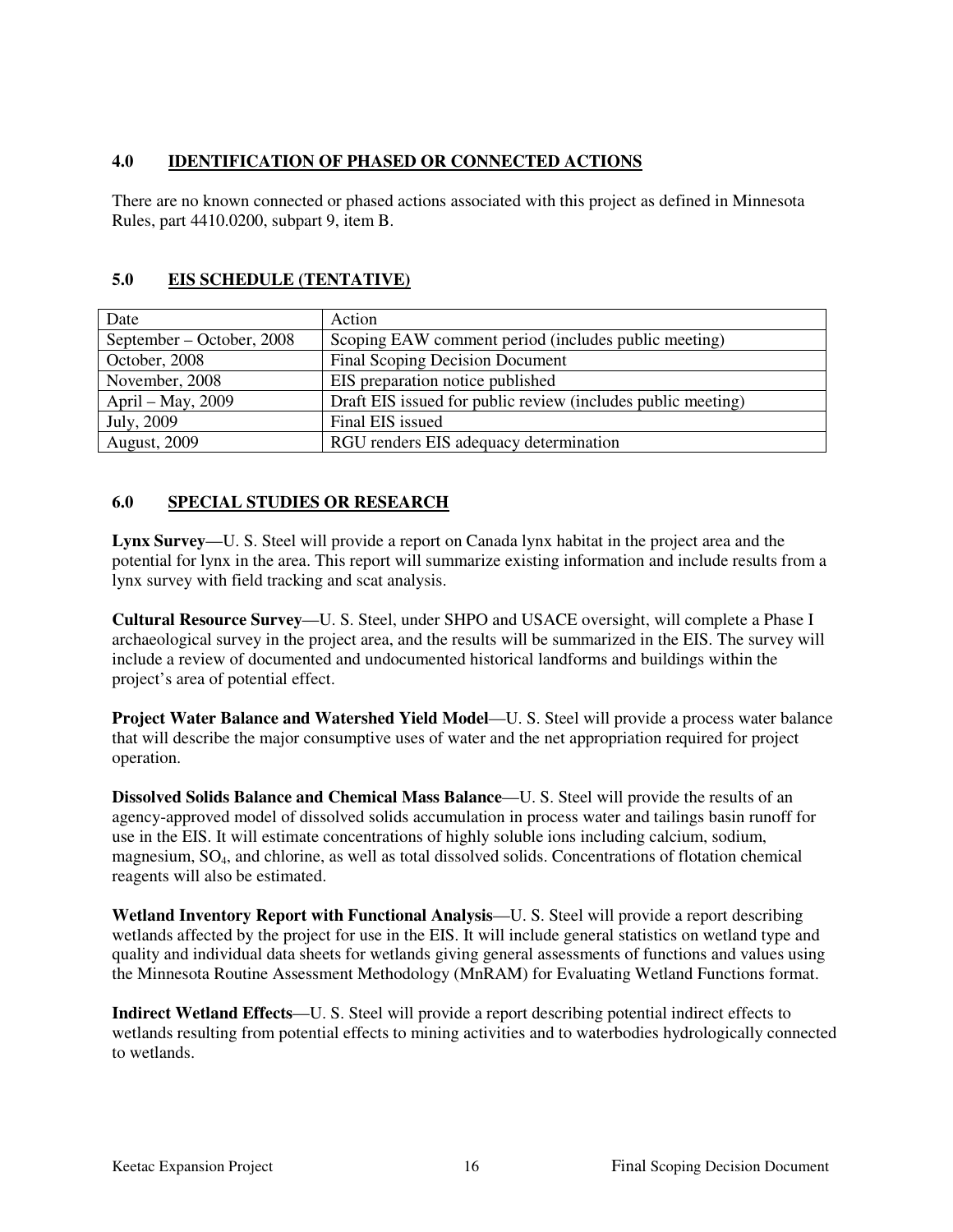## 4.0 IDENTIFICATION OF PHASED OR CONNECTED ACTIONS

There are no known connected or phased actions associated with this project as defined in Minnesota Rules, part 4410.0200, subpart 9, item B.

## 5.0 EIS SCHEDULE (TENTATIVE)

| Date | Action |
|---|---|
| September – October, 2008 | Scoping EAW comment period (includes public meeting) |
| October, 2008 | Final Scoping Decision Document |
| November, 2008 | EIS preparation notice published |
| April – May, 2009 | Draft EIS issued for public review (includes public meeting) |
| July, 2009 | Final EIS issued |
| August, 2009 | RGU renders EIS adequacy determination |

## 6.0 SPECIAL STUDIES OR RESEARCH

**Lynx Survey**—U. S. Steel will provide a report on Canada lynx habitat in the project area and the potential for lynx in the area. This report will summarize existing information and include results from a lynx survey with field tracking and scat analysis.

**Cultural Resource Survey**—U. S. Steel, under SHPO and USACE oversight, will complete a Phase I archaeological survey in the project area, and the results will be summarized in the EIS. The survey will include a review of documented and undocumented historical landforms and buildings within the project's area of potential effect.

**Project Water Balance and Watershed Yield Model**—U. S. Steel will provide a process water balance that will describe the major consumptive uses of water and the net appropriation required for project operation.

**Dissolved Solids Balance and Chemical Mass Balance**—U. S. Steel will provide the results of an agency-approved model of dissolved solids accumulation in process water and tailings basin runoff for use in the EIS. It will estimate concentrations of highly soluble ions including calcium, sodium, magnesium, $SO_4$, and chlorine, as well as total dissolved solids. Concentrations of flotation chemical reagents will also be estimated.

**Wetland Inventory Report with Functional Analysis**—U. S. Steel will provide a report describing wetlands affected by the project for use in the EIS. It will include general statistics on wetland type and quality and individual data sheets for wetlands giving general assessments of functions and values using the Minnesota Routine Assessment Methodology (MnRAM) for Evaluating Wetland Functions format.

**Indirect Wetland Effects**—U. S. Steel will provide a report describing potential indirect effects to wetlands resulting from potential effects to mining activities and to waterbodies hydrologically connected to wetlands.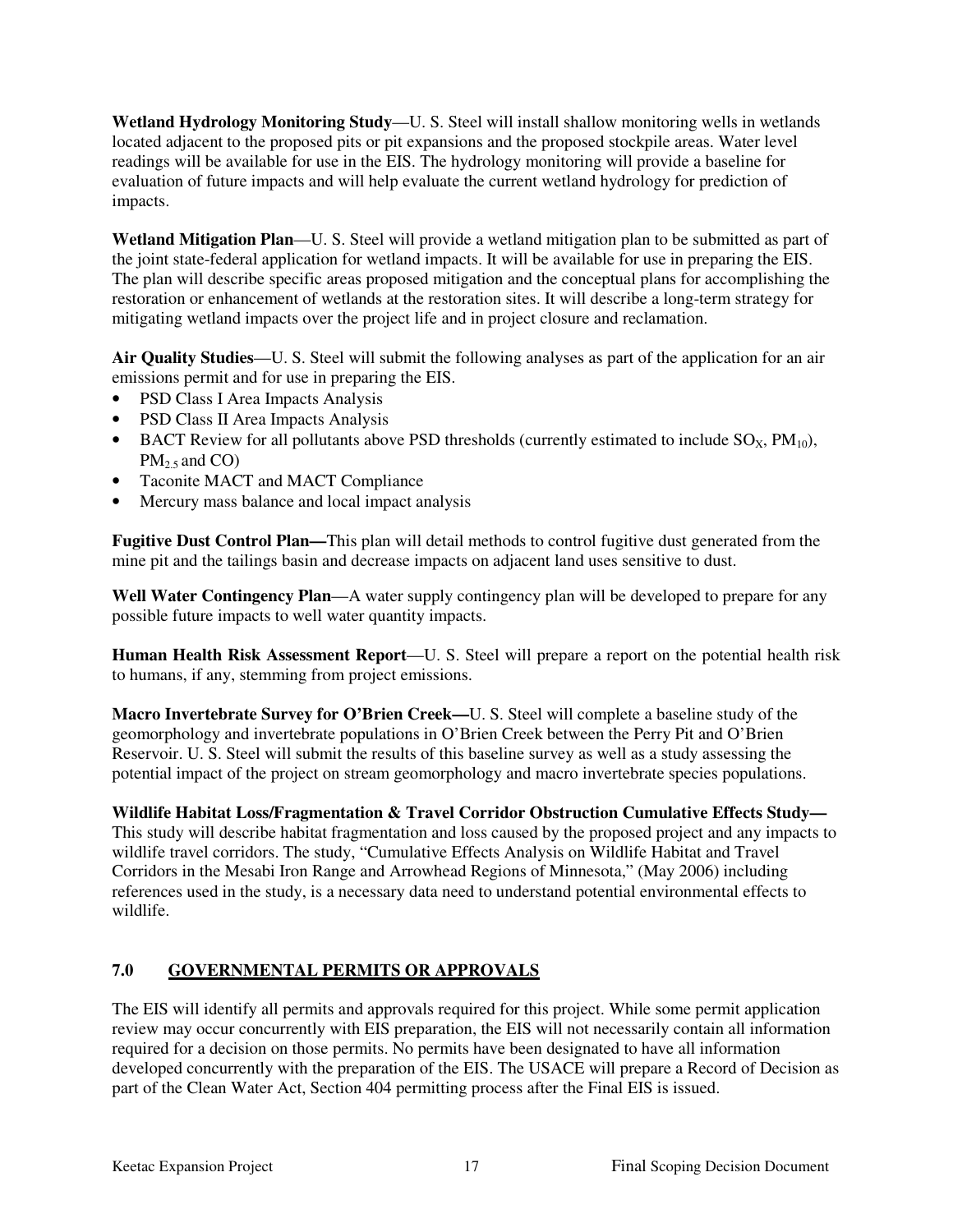**Wetland Hydrology Monitoring Study**—U. S. Steel will install shallow monitoring wells in wetlands located adjacent to the proposed pits or pit expansions and the proposed stockpile areas. Water level readings will be available for use in the EIS. The hydrology monitoring will provide a baseline for evaluation of future impacts and will help evaluate the current wetland hydrology for prediction of impacts.

**Wetland Mitigation Plan**—U. S. Steel will provide a wetland mitigation plan to be submitted as part of the joint state-federal application for wetland impacts. It will be available for use in preparing the EIS. The plan will describe specific areas proposed mitigation and the conceptual plans for accomplishing the restoration or enhancement of wetlands at the restoration sites. It will describe a long-term strategy for mitigating wetland impacts over the project life and in project closure and reclamation.

**Air Quality Studies**—U. S. Steel will submit the following analyses as part of the application for an air emissions permit and for use in preparing the EIS.

- PSD Class I Area Impacts Analysis
- PSD Class II Area Impacts Analysis
- BACT Review for all pollutants above PSD thresholds (currently estimated to include $SO_X$, $PM_{10}$), $PM_{2.5}$ and CO)
- Taconite MACT and MACT Compliance
- Mercury mass balance and local impact analysis

**Fugitive Dust Control Plan—**This plan will detail methods to control fugitive dust generated from the mine pit and the tailings basin and decrease impacts on adjacent land uses sensitive to dust.

**Well Water Contingency Plan**—A water supply contingency plan will be developed to prepare for any possible future impacts to well water quantity impacts.

**Human Health Risk Assessment Report**—U. S. Steel will prepare a report on the potential health risk to humans, if any, stemming from project emissions.

**Macro Invertebrate Survey for O'Brien Creek—**U. S. Steel will complete a baseline study of the geomorphology and invertebrate populations in O'Brien Creek between the Perry Pit and O'Brien Reservoir. U. S. Steel will submit the results of this baseline survey as well as a study assessing the potential impact of the project on stream geomorphology and macro invertebrate species populations.

**Wildlife Habitat Loss/Fragmentation & Travel Corridor Obstruction Cumulative Effects Study—** This study will describe habitat fragmentation and loss caused by the proposed project and any impacts to wildlife travel corridors. The study, "Cumulative Effects Analysis on Wildlife Habitat and Travel Corridors in the Mesabi Iron Range and Arrowhead Regions of Minnesota," (May 2006) including references used in the study, is a necessary data need to understand potential environmental effects to wildlife.

## 7.0 GOVERNMENTAL PERMITS OR APPROVALS

The EIS will identify all permits and approvals required for this project. While some permit application review may occur concurrently with EIS preparation, the EIS will not necessarily contain all information required for a decision on those permits. No permits have been designated to have all information developed concurrently with the preparation of the EIS. The USACE will prepare a Record of Decision as part of the Clean Water Act, Section 404 permitting process after the Final EIS is issued.